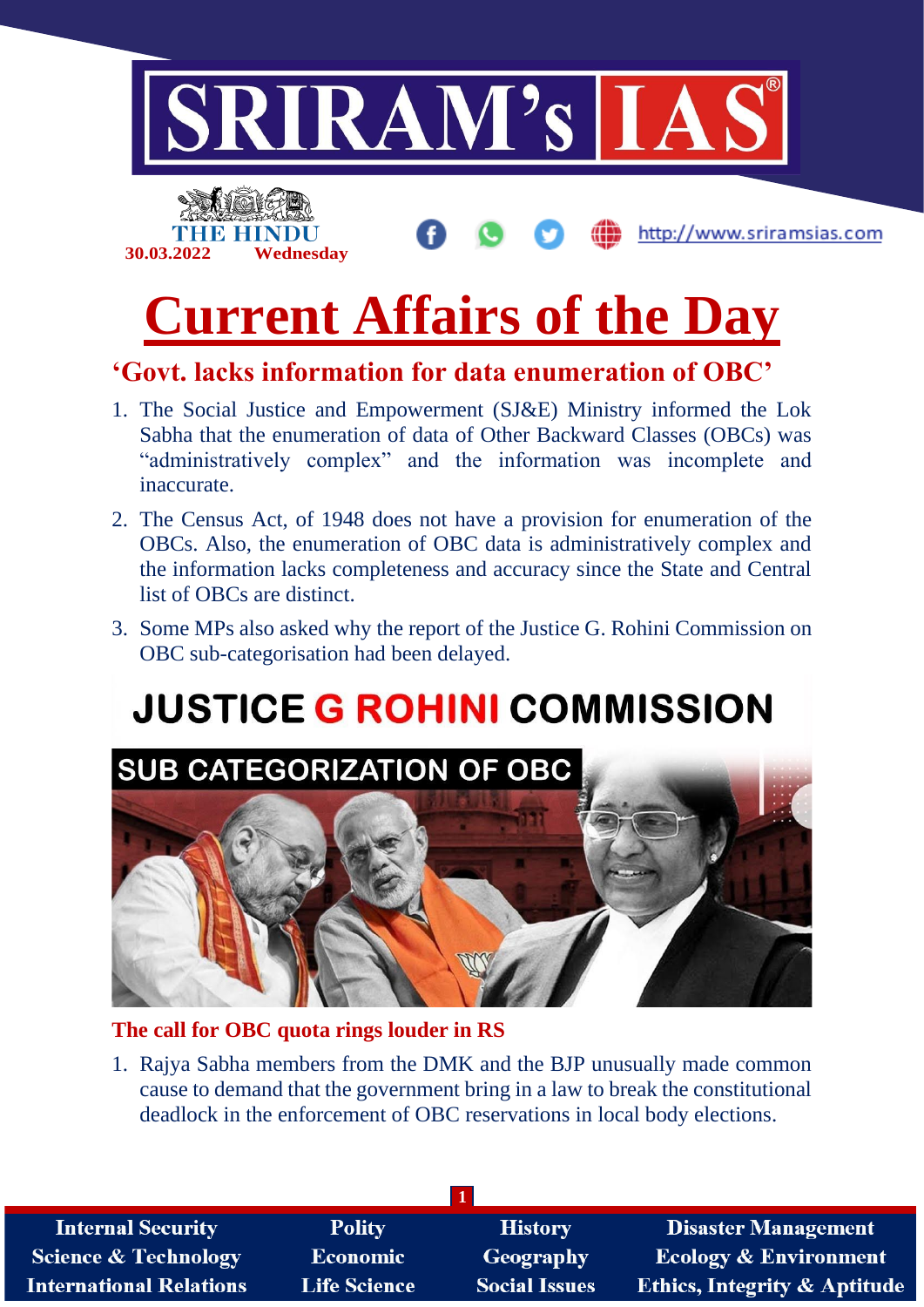# Current Affairs of the Day

## 'Govt. lacks information for data enumeration of OBC'

1. The Social Justice and Empowerment (SJ&E) Ministry informed the Lok Sabha that the enumeration of data of Other Backward Classes (OBCs) was "administratively complex" and the information was incomplete and inaccurate.
2. The Census Act, of 1948 does not have a provision for enumeration of the OBCs. Also, the enumeration of OBC data is administratively complex and the information lacks completeness and accuracy since the State and Central list of OBCs are distinct.
3. Some MPs also asked why the report of the Justice G. Rohini Commission on OBC sub-categorisation had been delayed.

JUSTICE G ROHINI COMMISSION

SUB CATEGORIZATION OF OBC

### The call for OBC quota rings louder in RS

1. Rajya Sabha members from the DMK and the BJP unusually made common cause to demand that the government bring in a law to break the constitutional deadlock in the enforcement of OBC reservations in local body elections.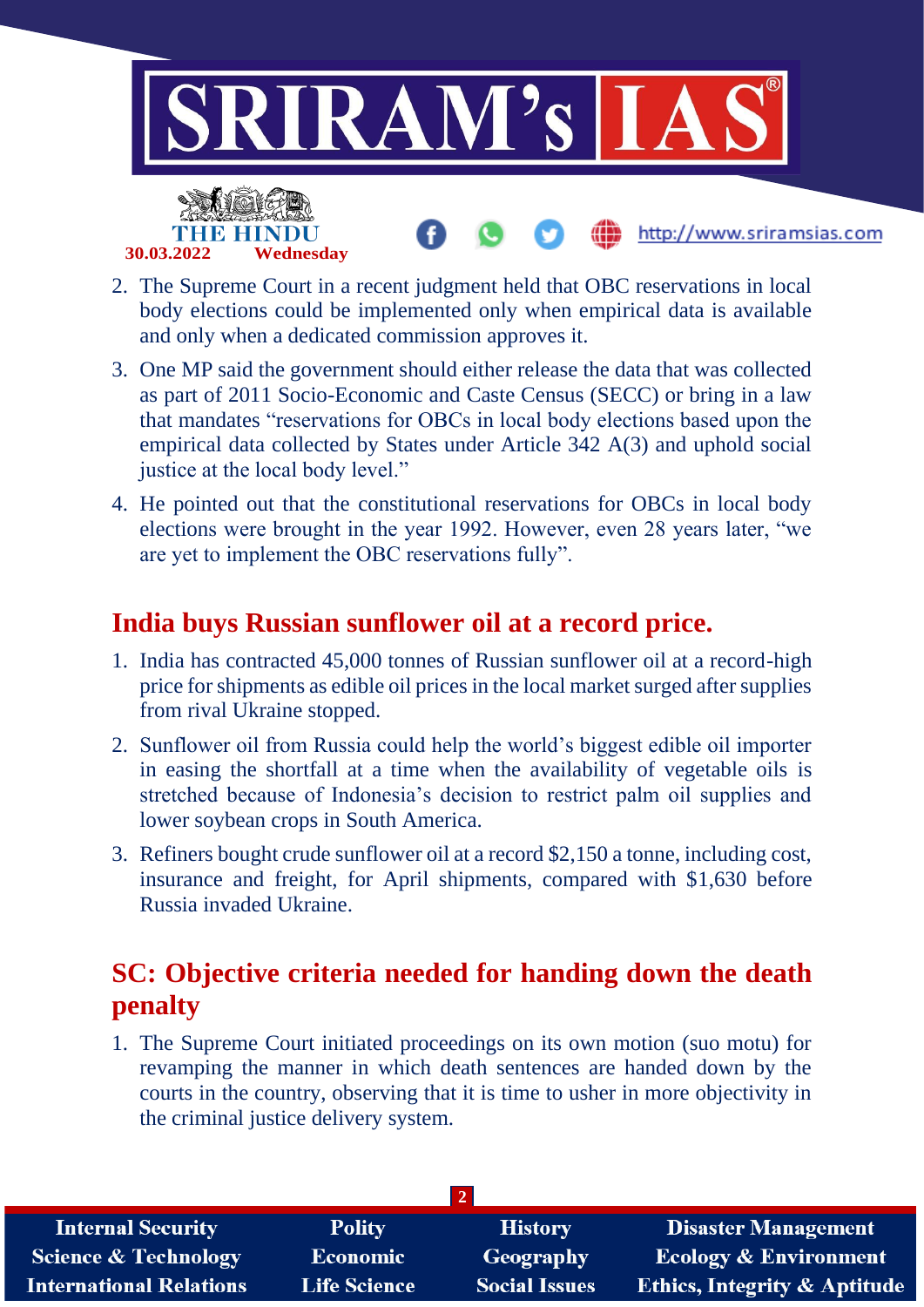2. The Supreme Court in a recent judgment held that OBC reservations in local body elections could be implemented only when empirical data is available and only when a dedicated commission approves it.
3. One MP said the government should either release the data that was collected as part of 2011 Socio-Economic and Caste Census (SECC) or bring in a law that mandates "reservations for OBCs in local body elections based upon the empirical data collected by States under Article 342 A(3) and uphold social justice at the local body level."
4. He pointed out that the constitutional reservations for OBCs in local body elections were brought in the year 1992. However, even 28 years later, "we are yet to implement the OBC reservations fully".

## India buys Russian sunflower oil at a record price.

1. India has contracted 45,000 tonnes of Russian sunflower oil at a record-high price for shipments as edible oil prices in the local market surged after supplies from rival Ukraine stopped.
2. Sunflower oil from Russia could help the world's biggest edible oil importer in easing the shortfall at a time when the availability of vegetable oils is stretched because of Indonesia's decision to restrict palm oil supplies and lower soybean crops in South America.
3. Refiners bought crude sunflower oil at a record $2,150 a tonne, including cost, insurance and freight, for April shipments, compared with $1,630 before Russia invaded Ukraine.

## SC: Objective criteria needed for handing down the death penalty

1. The Supreme Court initiated proceedings on its own motion (suo motu) for revamping the manner in which death sentences are handed down by the courts in the country, observing that it is time to usher in more objectivity in the criminal justice delivery system.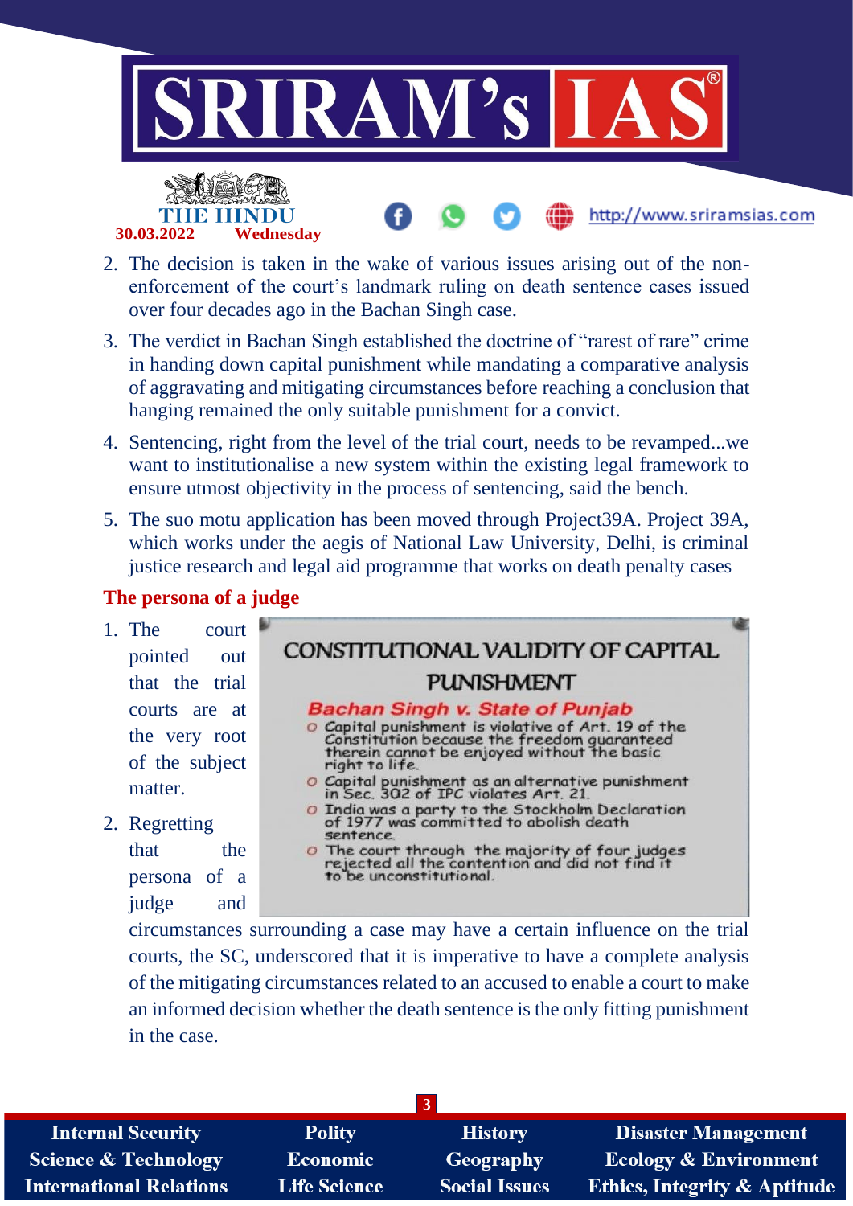2. The decision is taken in the wake of various issues arising out of the non-enforcement of the court's landmark ruling on death sentence cases issued over four decades ago in the Bachan Singh case.
3. The verdict in Bachan Singh established the doctrine of "rarest of rare" crime in handing down capital punishment while mandating a comparative analysis of aggravating and mitigating circumstances before reaching a conclusion that hanging remained the only suitable punishment for a convict.
4. Sentencing, right from the level of the trial court, needs to be revamped...we want to institutionalise a new system within the existing legal framework to ensure utmost objectivity in the process of sentencing, said the bench.
5. The suo motu application has been moved through Project39A. Project 39A, which works under the aegis of National Law University, Delhi, is criminal justice research and legal aid programme that works on death penalty cases

## The persona of a judge

1. The court pointed out that the trial courts are at the very root of the subject matter.
2. Regretting that the persona of a judge and circumstances surrounding a case may have a certain influence on the trial courts, the SC, underscored that it is imperative to have a complete analysis of the mitigating circumstances related to an accused to enable a court to make an informed decision whether the death sentence is the only fitting punishment in the case.

**CONSTITUTIONAL VALIDITY OF CAPITAL PUNISHMENT**

**Bachan Singh v. State of Punjab**

- Capital punishment is violative of Art. 19 of the Constitution because the freedom guaranteed therein cannot be enjoyed without the basic right to life.
- Capital punishment as an alternative punishment in Sec. 302 of IPC violates Art. 21.
- India was a party to the Stockholm Declaration of 1977 was committed to abolish death sentence.
- The court through the majority of four judges rejected all the contention and did not find it to be unconstitutional.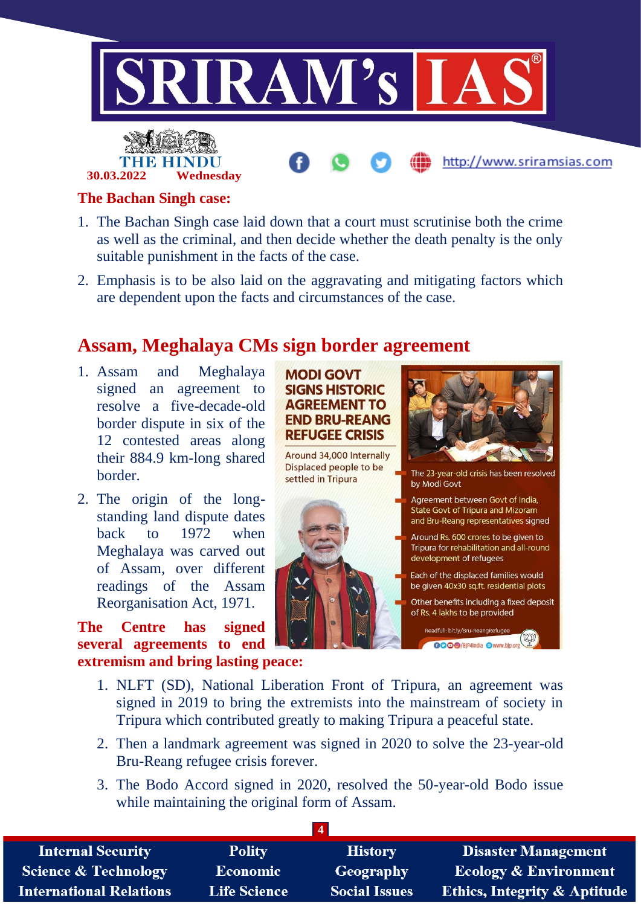### The Bachan Singh case:

1. The Bachan Singh case laid down that a court must scrutinise both the crime as well as the criminal, and then decide whether the death penalty is the only suitable punishment in the facts of the case.
2. Emphasis is to be also laid on the aggravating and mitigating factors which are dependent upon the facts and circumstances of the case.

## Assam, Meghalaya CMs sign border agreement

1. Assam and Meghalaya signed an agreement to resolve a five-decade-old border dispute in six of the 12 contested areas along their 884.9 km-long shared border.
2. The origin of the long-standing land dispute dates back to 1972 when Meghalaya was carved out of Assam, over different readings of the Assam Reorganisation Act, 1971.

### The Centre has signed several agreements to end extremism and bring lasting peace:

1. NLFT (SD), National Liberation Front of Tripura, an agreement was signed in 2019 to bring the extremists into the mainstream of society in Tripura which contributed greatly to making Tripura a peaceful state.
2. Then a landmark agreement was signed in 2020 to solve the 23-year-old Bru-Reang refugee crisis forever.
3. The Bodo Accord signed in 2020, resolved the 50-year-old Bodo issue while maintaining the original form of Assam.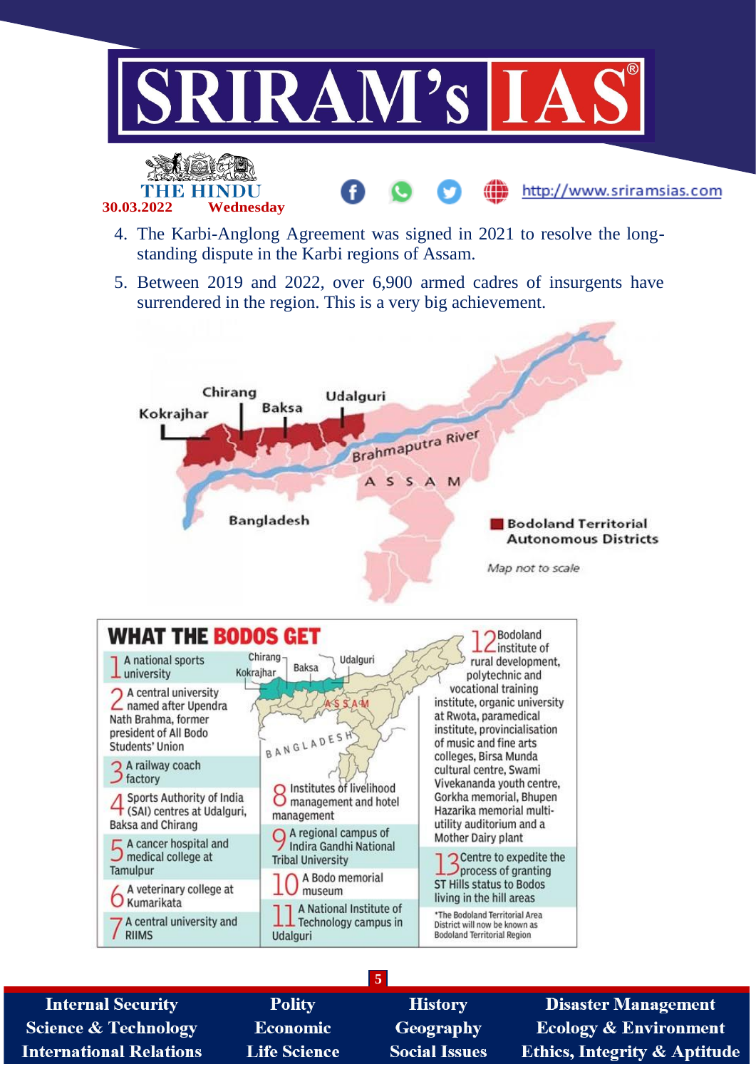4. The Karbi-Anglong Agreement was signed in 2021 to resolve the long-standing dispute in the Karbi regions of Assam.
5. Between 2019 and 2022, over 6,900 armed cadres of insurgents have surrendered in the region. This is a very big achievement.

Chirang | Baksa | Udalguri | Kokrajhar | Brahmaputra River | ASSAM | Bangladesh

Bodoland Territorial Autonomous Districts

*Map not to scale*

## WHAT THE BODOS GET

1. A national sports university
2. A central university named after Upendra Nath Brahma, former president of All Bodo Students' Union
3. A railway coach factory
4. Sports Authority of India (SAI) centres at Udalguri, Baksa and Chirang
5. A cancer hospital and medical college at Tamulpur
6. A veterinary college at Kumarikata
7. A central university and RIIMS
8. Institutes of livelihood management and hotel management
9. A regional campus of Indira Gandhi National Tribal University
10. A Bodo memorial museum
11. A National Institute of Technology campus in Udalguri
12. Bodoland institute of rural development, polytechnic and vocational training institute, organic university at Rwota, paramedical institute, provincialisation of music and fine arts colleges, Birsa Munda cultural centre, Swami Vivekananda youth centre, Gorkha memorial, Bhupen Hazarika memorial multi-utility auditorium and a Mother Dairy plant
13. Centre to expedite the process of granting ST Hills status to Bodos living in the hill areas

*The Bodoland Territorial Area District will now be known as Bodoland Territorial Region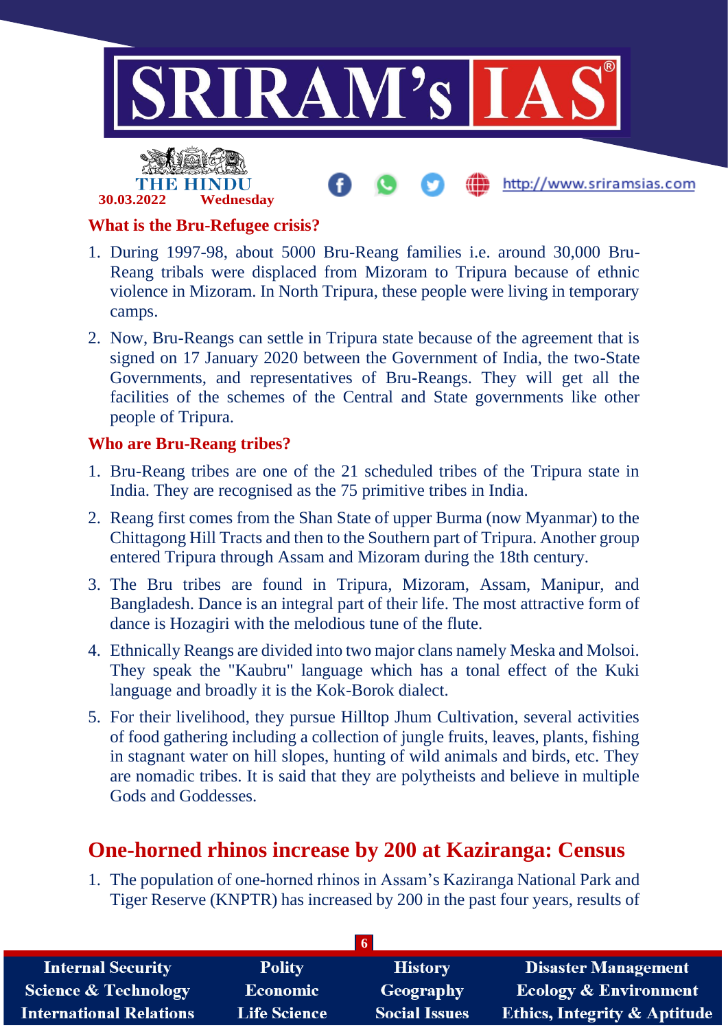**What is the Bru-Refugee crisis?**

1. During 1997-98, about 5000 Bru-Reang families i.e. around 30,000 Bru-Reang tribals were displaced from Mizoram to Tripura because of ethnic violence in Mizoram. In North Tripura, these people were living in temporary camps.
2. Now, Bru-Reangs can settle in Tripura state because of the agreement that is signed on 17 January 2020 between the Government of India, the two-State Governments, and representatives of Bru-Reangs. They will get all the facilities of the schemes of the Central and State governments like other people of Tripura.

**Who are Bru-Reang tribes?**

1. Bru-Reang tribes are one of the 21 scheduled tribes of the Tripura state in India. They are recognised as the 75 primitive tribes in India.
2. Reang first comes from the Shan State of upper Burma (now Myanmar) to the Chittagong Hill Tracts and then to the Southern part of Tripura. Another group entered Tripura through Assam and Mizoram during the 18th century.
3. The Bru tribes are found in Tripura, Mizoram, Assam, Manipur, and Bangladesh. Dance is an integral part of their life. The most attractive form of dance is Hozagiri with the melodious tune of the flute.
4. Ethnically Reangs are divided into two major clans namely Meska and Molsoi. They speak the "Kaubru" language which has a tonal effect of the Kuki language and broadly it is the Kok-Borok dialect.
5. For their livelihood, they pursue Hilltop Jhum Cultivation, several activities of food gathering including a collection of jungle fruits, leaves, plants, fishing in stagnant water on hill slopes, hunting of wild animals and birds, etc. They are nomadic tribes. It is said that they are polytheists and believe in multiple Gods and Goddesses.

## One-horned rhinos increase by 200 at Kaziranga: Census

1. The population of one-horned rhinos in Assam's Kaziranga National Park and Tiger Reserve (KNPTR) has increased by 200 in the past four years, results of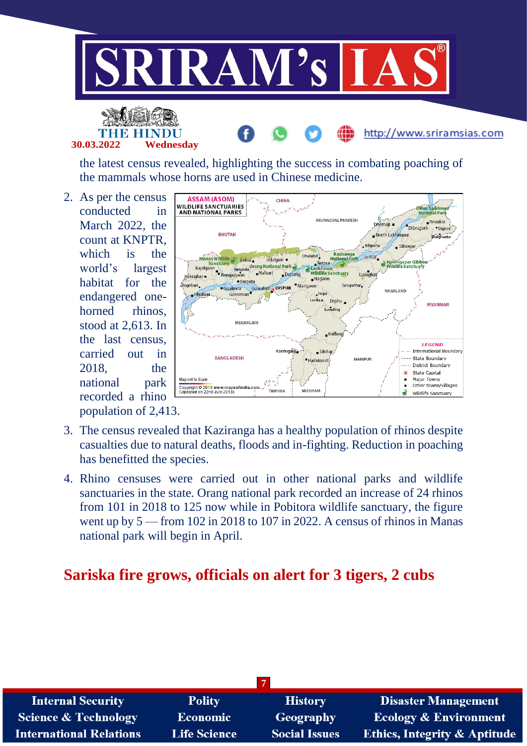the latest census revealed, highlighting the success in combating poaching of the mammals whose horns are used in Chinese medicine.

2. As per the census conducted in March 2022, the count at KNPTR, which is the world's largest habitat for the endangered one-horned rhinos, stood at 2,613. In the last census, carried out in 2018, the national park recorded a rhino population of 2,413.

3. The census revealed that Kaziranga has a healthy population of rhinos despite casualties due to natural deaths, floods and in-fighting. Reduction in poaching has benefitted the species.

4. Rhino censuses were carried out in other national parks and wildlife sanctuaries in the state. Orang national park recorded an increase of 24 rhinos from 101 in 2018 to 125 now while in Pobitora wildlife sanctuary, the figure went up by 5 — from 102 in 2018 to 107 in 2022. A census of rhinos in Manas national park will begin in April.

## Sariska fire grows, officials on alert for 3 tigers, 2 cubs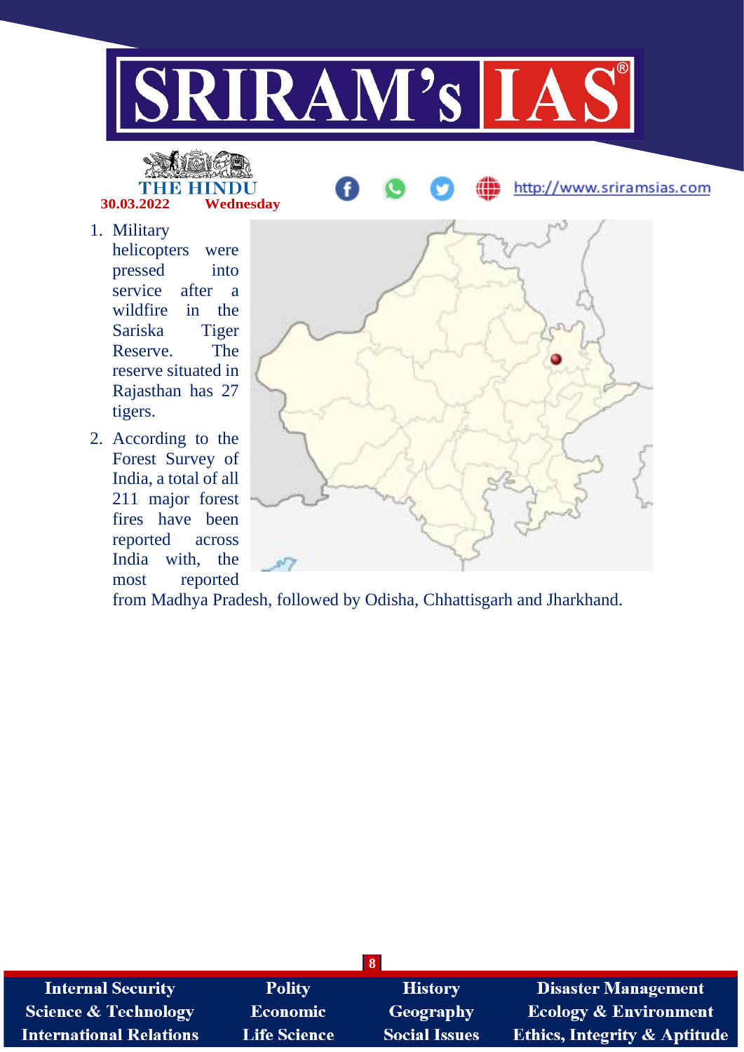1. Military helicopters were pressed into service after a wildfire in the Sariska Tiger Reserve. The reserve situated in Rajasthan has 27 tigers.
2. According to the Forest Survey of India, a total of all 211 major forest fires have been reported across India with, the most reported from Madhya Pradesh, followed by Odisha, Chhattisgarh and Jharkhand.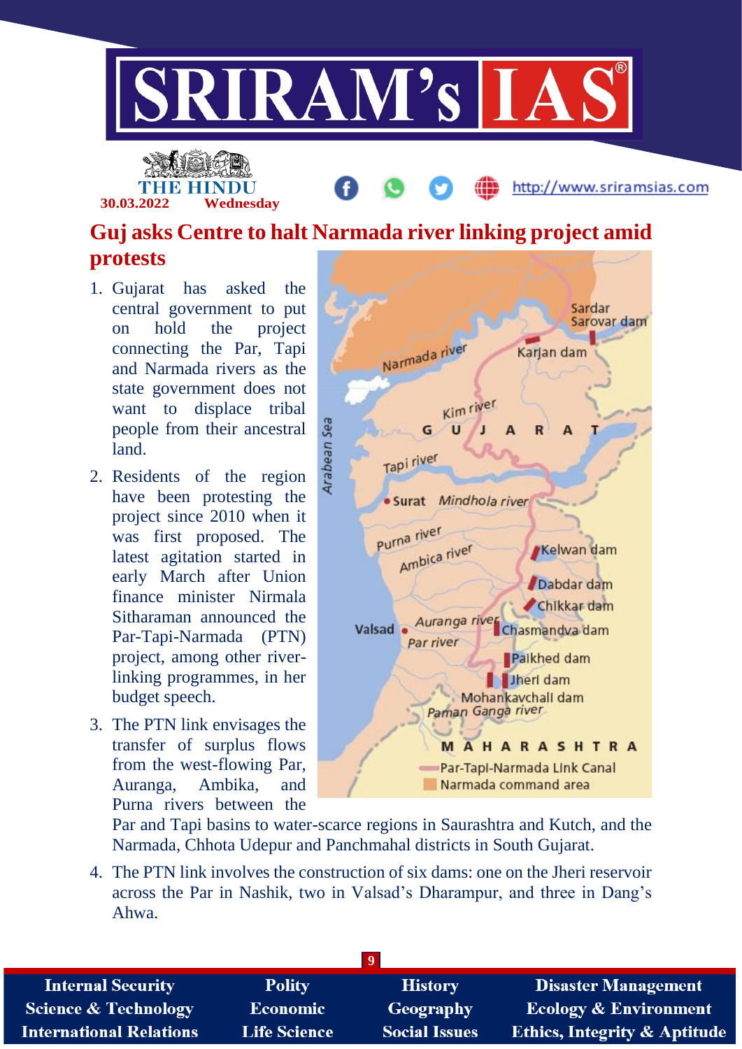# Guj asks Centre to halt Narmada river linking project amid protests

1. Gujarat has asked the central government to put on hold the project connecting the Par, Tapi and Narmada rivers as the state government does not want to displace tribal people from their ancestral land.
2. Residents of the region have been protesting the project since 2010 when it was first proposed. The latest agitation started in early March after Union finance minister Nirmala Sitharaman announced the Par-Tapi-Narmada (PTN) project, among other river-linking programmes, in her budget speech.
3. The PTN link envisages the transfer of surplus flows from the west-flowing Par, Auranga, Ambika, and Purna rivers between the Par and Tapi basins to water-scarce regions in Saurashtra and Kutch, and the Narmada, Chhota Udepur and Panchmahal districts in South Gujarat.
4. The PTN link involves the construction of six dams: one on the Jheri reservoir across the Par in Nashik, two in Valsad's Dharampur, and three in Dang's Ahwa.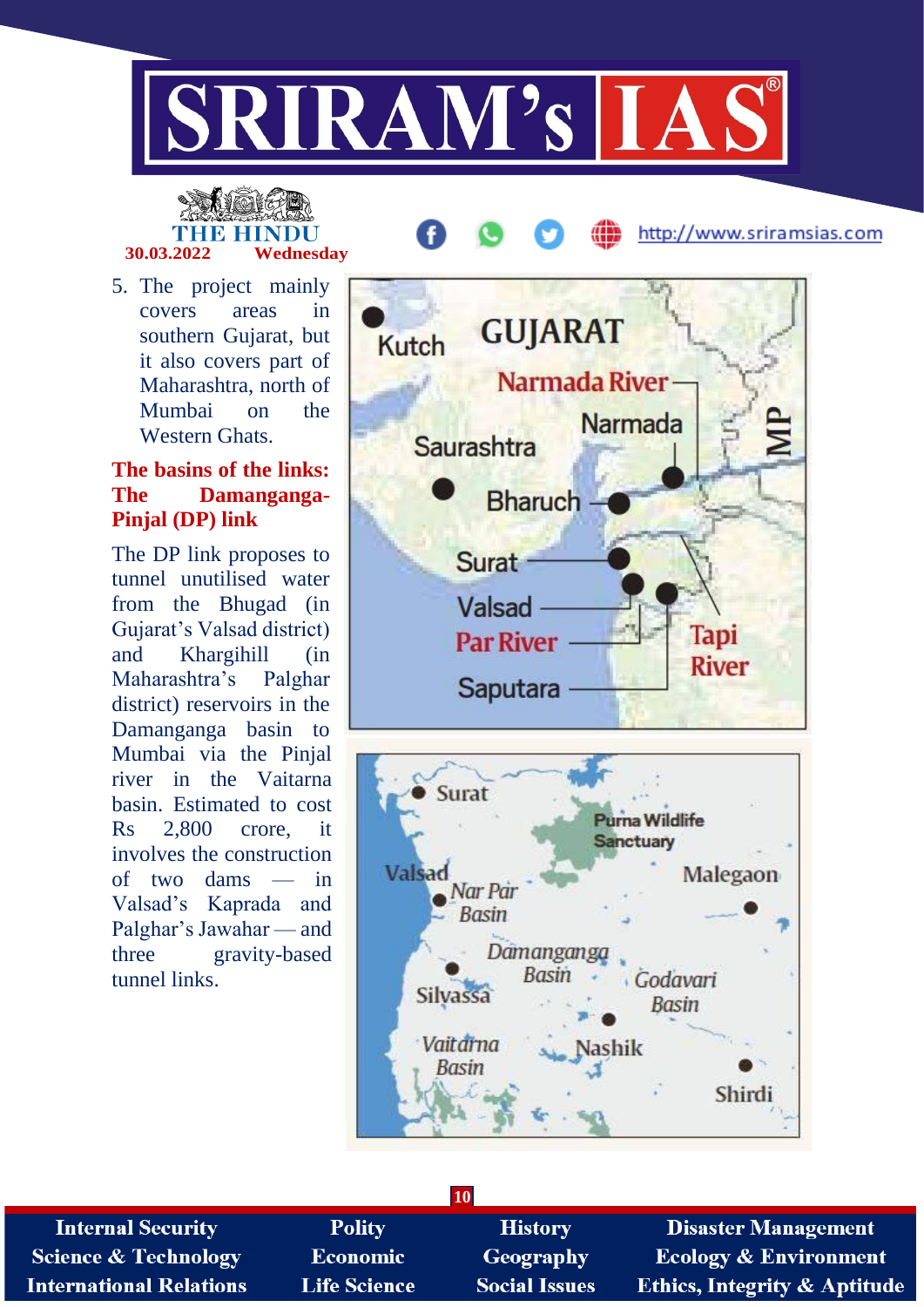5. The project mainly covers areas in southern Gujarat, but it also covers part of Maharashtra, north of Mumbai on the Western Ghats.

**The basins of the links: The Damanganga-Pinjal (DP) link**

The DP link proposes to tunnel unutilised water from the Bhugad (in Gujarat's Valsad district) and Khargihill (in Maharashtra's Palghar district) reservoirs in the Damanganga basin to Mumbai via the Pinjal river in the Vaitarna basin. Estimated to cost Rs 2,800 crore, it involves the construction of two dams — in Valsad's Kaprada and Palghar's Jawahar — and three gravity-based tunnel links.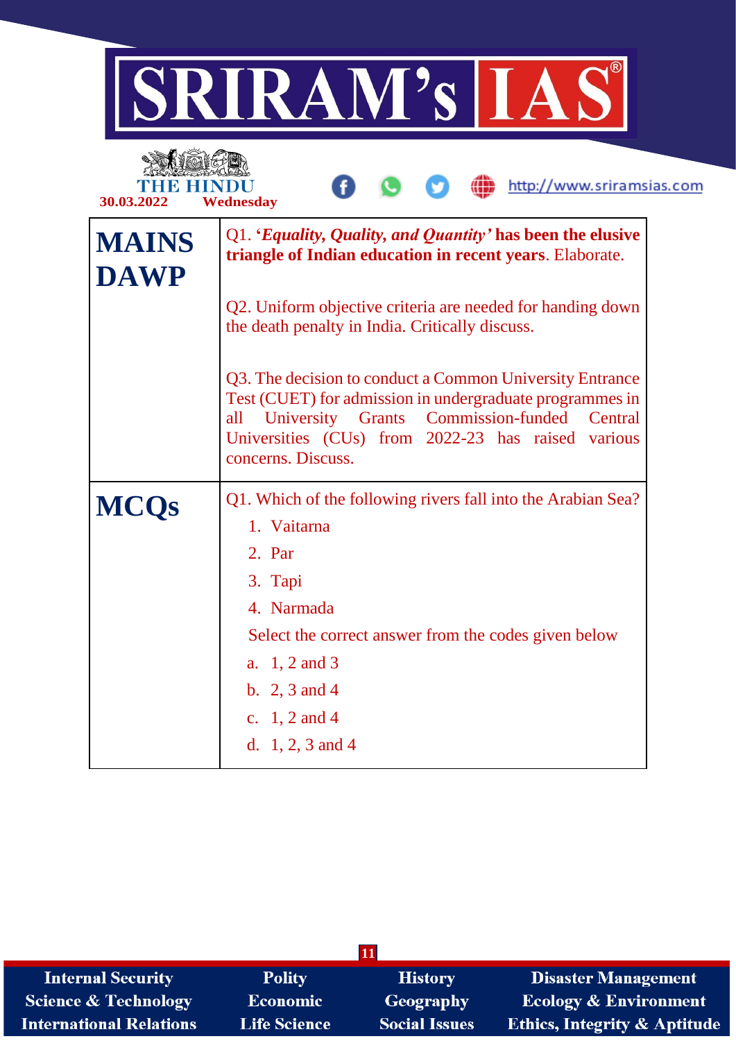| | |
|---|---|
| **MAINS DAWP** | Q1. ***'Equality, Quality, and Quantity'*** **has been the elusive triangle of Indian education in recent years**. Elaborate.<br><br>Q2. Uniform objective criteria are needed for handing down the death penalty in India. Critically discuss.<br><br>Q3. The decision to conduct a Common University Entrance Test (CUET) for admission in undergraduate programmes in all University Grants Commission-funded Central Universities (CUs) from 2022-23 has raised various concerns. Discuss. |
| **MCQs** | Q1. Which of the following rivers fall into the Arabian Sea?<br>1. Vaitarna<br>2. Par<br>3. Tapi<br>4. Narmada<br>Select the correct answer from the codes given below<br>a. 1, 2 and 3<br>b. 2, 3 and 4<br>c. 1, 2 and 4<br>d. 1, 2, 3 and 4 |